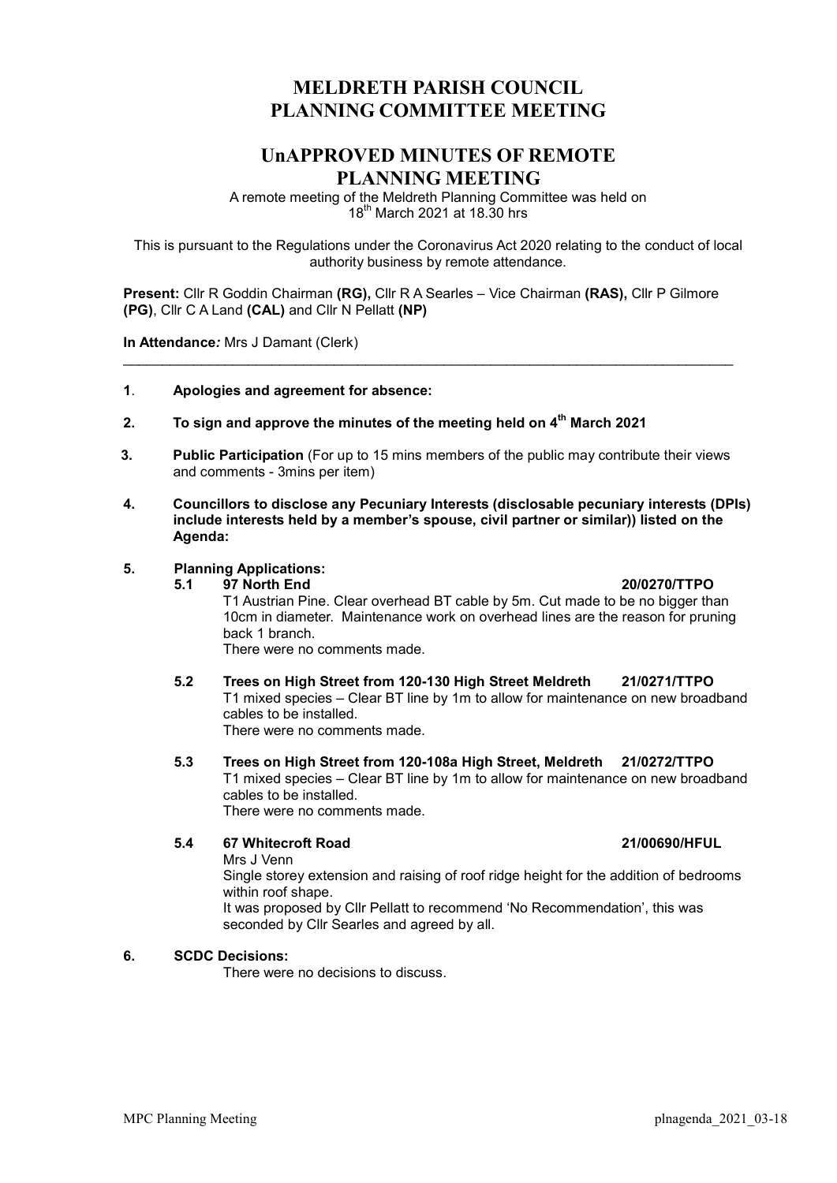# MELDRETH PARISH COUNCIL
# PLANNING COMMITTEE MEETING

## UnAPPROVED MINUTES OF REMOTE PLANNING MEETING

A remote meeting of the Meldreth Planning Committee was held on 18th March 2021 at 18.30 hrs

This is pursuant to the Regulations under the Coronavirus Act 2020 relating to the conduct of local authority business by remote attendance.

**Present:** Cllr R Goddin Chairman **(RG),** Cllr R A Searles – Vice Chairman **(RAS),** Cllr P Gilmore **(PG)**, Cllr C A Land **(CAL)** and Cllr N Pellatt **(NP)**

**In Attendance***:* Mrs J Damant (Clerk)

---

**1**. **Apologies and agreement for absence:**

**2. To sign and approve the minutes of the meeting held on 4th March 2021**

**3. Public Participation** (For up to 15 mins members of the public may contribute their views and comments - 3mins per item)

**4. Councillors to disclose any Pecuniary Interests (disclosable pecuniary interests (DPIs) include interests held by a member's spouse, civil partner or similar)) listed on the Agenda:**

**5. Planning Applications:**

**5.1 97 North End 20/0270/TTPO**
T1 Austrian Pine. Clear overhead BT cable by 5m. Cut made to be no bigger than 10cm in diameter. Maintenance work on overhead lines are the reason for pruning back 1 branch.
There were no comments made.

**5.2 Trees on High Street from 120-130 High Street Meldreth 21/0271/TTPO**
T1 mixed species – Clear BT line by 1m to allow for maintenance on new broadband cables to be installed.
There were no comments made.

**5.3 Trees on High Street from 120-108a High Street, Meldreth 21/0272/TTPO**
T1 mixed species – Clear BT line by 1m to allow for maintenance on new broadband cables to be installed.
There were no comments made.

**5.4 67 Whitecroft Road 21/00690/HFUL**
Mrs J Venn
Single storey extension and raising of roof ridge height for the addition of bedrooms within roof shape.
It was proposed by Cllr Pellatt to recommend 'No Recommendation', this was seconded by Cllr Searles and agreed by all.

**6. SCDC Decisions:**
There were no decisions to discuss.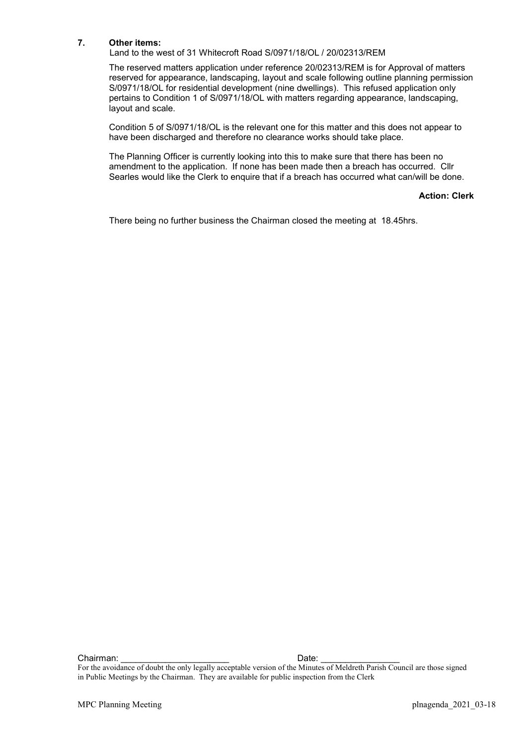## 7. Other items:

Land to the west of 31 Whitecroft Road S/0971/18/OL / 20/02313/REM

The reserved matters application under reference 20/02313/REM is for Approval of matters reserved for appearance, landscaping, layout and scale following outline planning permission S/0971/18/OL for residential development (nine dwellings). This refused application only pertains to Condition 1 of S/0971/18/OL with matters regarding appearance, landscaping, layout and scale.

Condition 5 of S/0971/18/OL is the relevant one for this matter and this does not appear to have been discharged and therefore no clearance works should take place.

The Planning Officer is currently looking into this to make sure that there has been no amendment to the application. If none has been made then a breach has occurred. Cllr Searles would like the Clerk to enquire that if a breach has occurred what can/will be done.

**Action: Clerk**

There being no further business the Chairman closed the meeting at 18.45hrs.

Chairman: ______________________ Date: ________________

For the avoidance of doubt the only legally acceptable version of the Minutes of Meldreth Parish Council are those signed in Public Meetings by the Chairman. They are available for public inspection from the Clerk